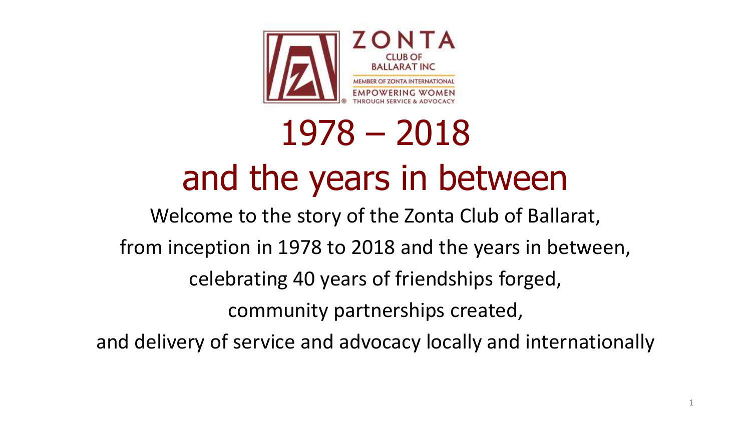ZONTA
CLUB OF
BALLARAT INC
MEMBER OF ZONTA INTERNATIONAL
EMPOWERING WOMEN
THROUGH SERVICE & ADVOCACY

# 1978 – 2018
# and the years in between

Welcome to the story of the Zonta Club of Ballarat,

from inception in 1978 to 2018 and the years in between,

celebrating 40 years of friendships forged,

community partnerships created,

and delivery of service and advocacy locally and internationally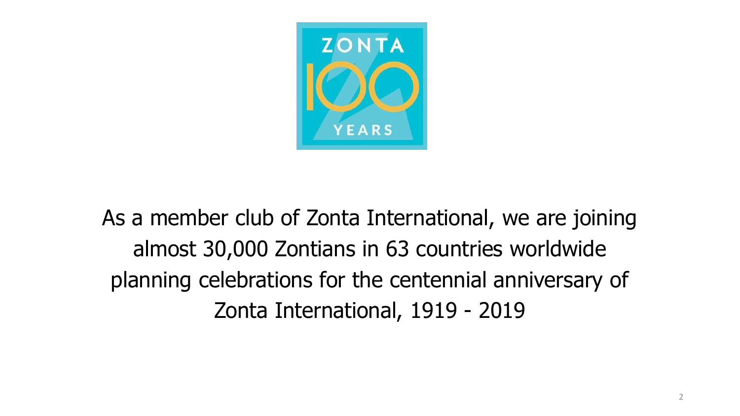ZONTA 100 YEARS

As a member club of Zonta International, we are joining almost 30,000 Zontians in 63 countries worldwide planning celebrations for the centennial anniversary of Zonta International, 1919 - 2019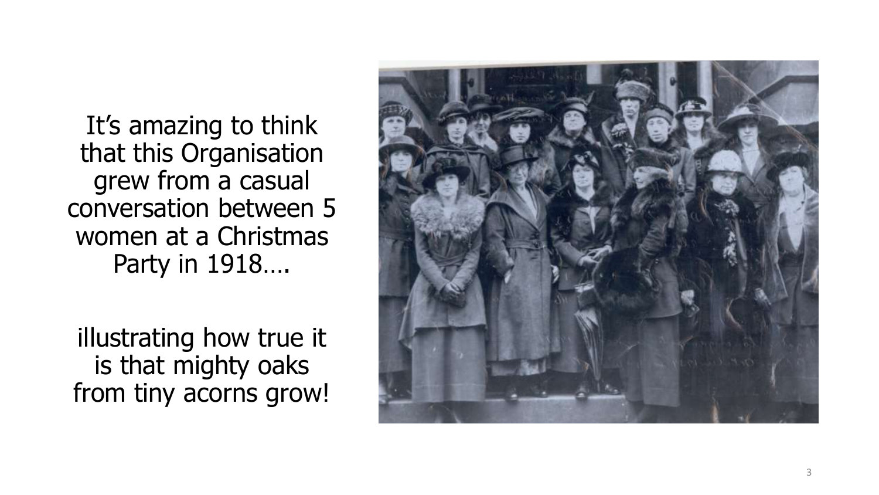It's amazing to think that this Organisation grew from a casual conversation between 5 women at a Christmas Party in 1918….

illustrating how true it is that mighty oaks from tiny acorns grow!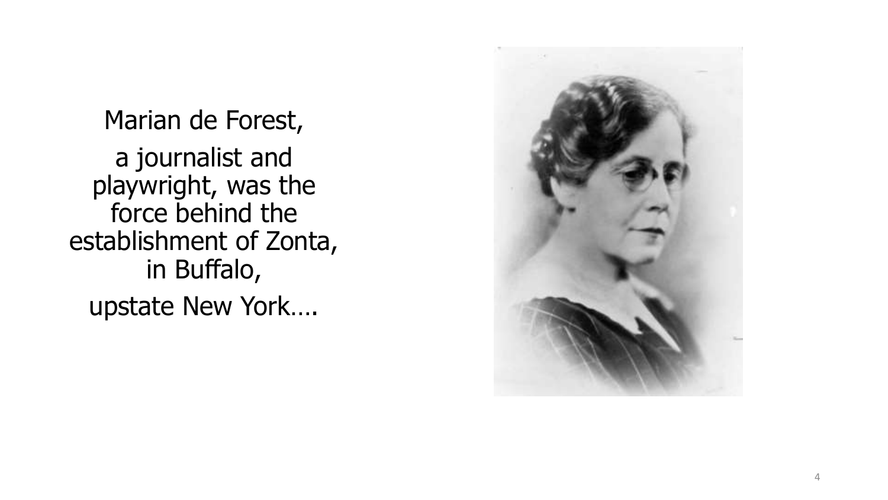Marian de Forest,

a journalist and playwright, was the force behind the establishment of Zonta, in Buffalo,

upstate New York….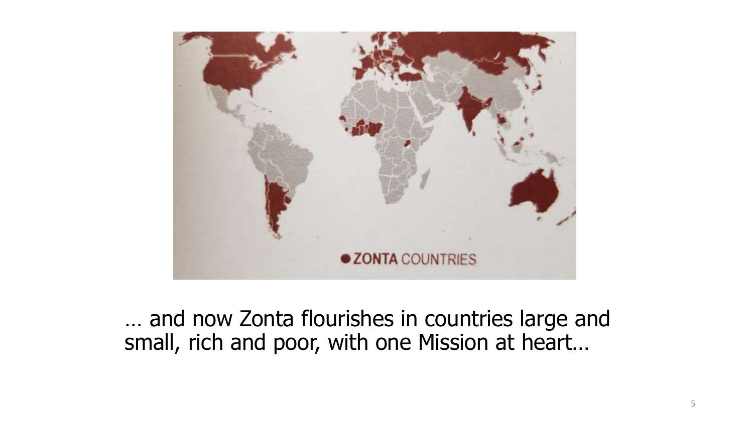… and now Zonta flourishes in countries large and small, rich and poor, with one Mission at heart…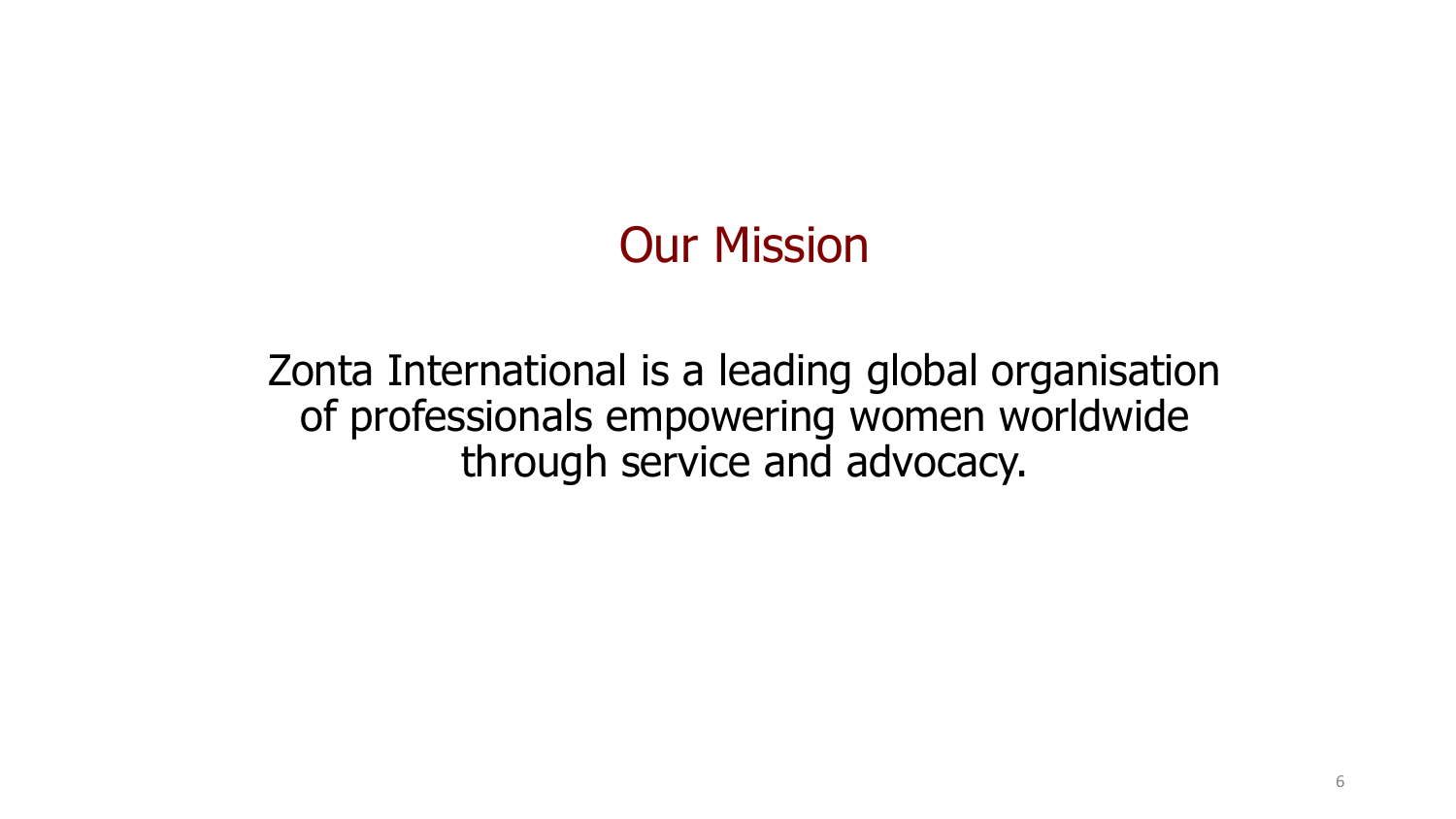# Our Mission

Zonta International is a leading global organisation of professionals empowering women worldwide through service and advocacy.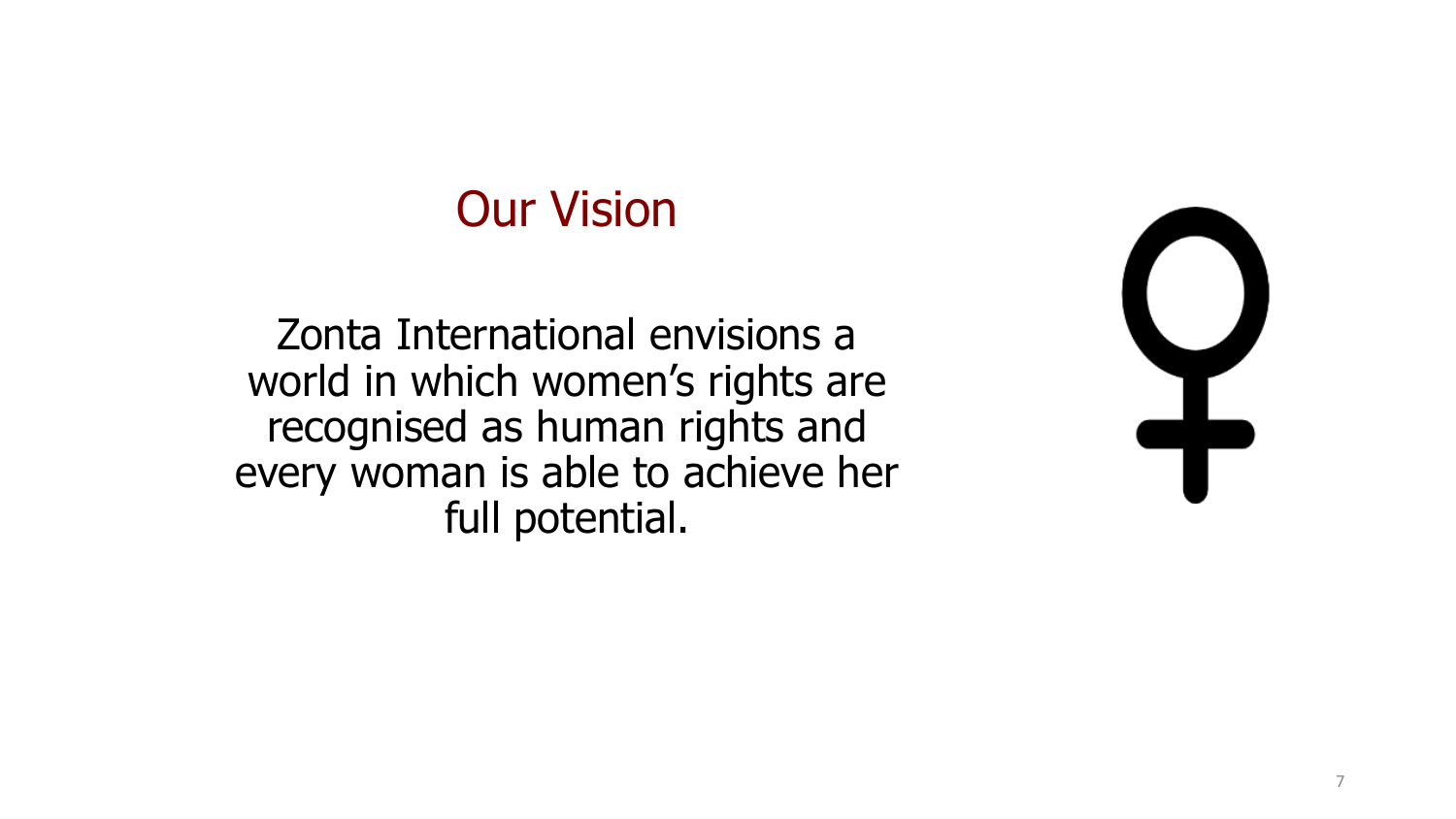## Our Vision

Zonta International envisions a world in which women's rights are recognised as human rights and every woman is able to achieve her full potential.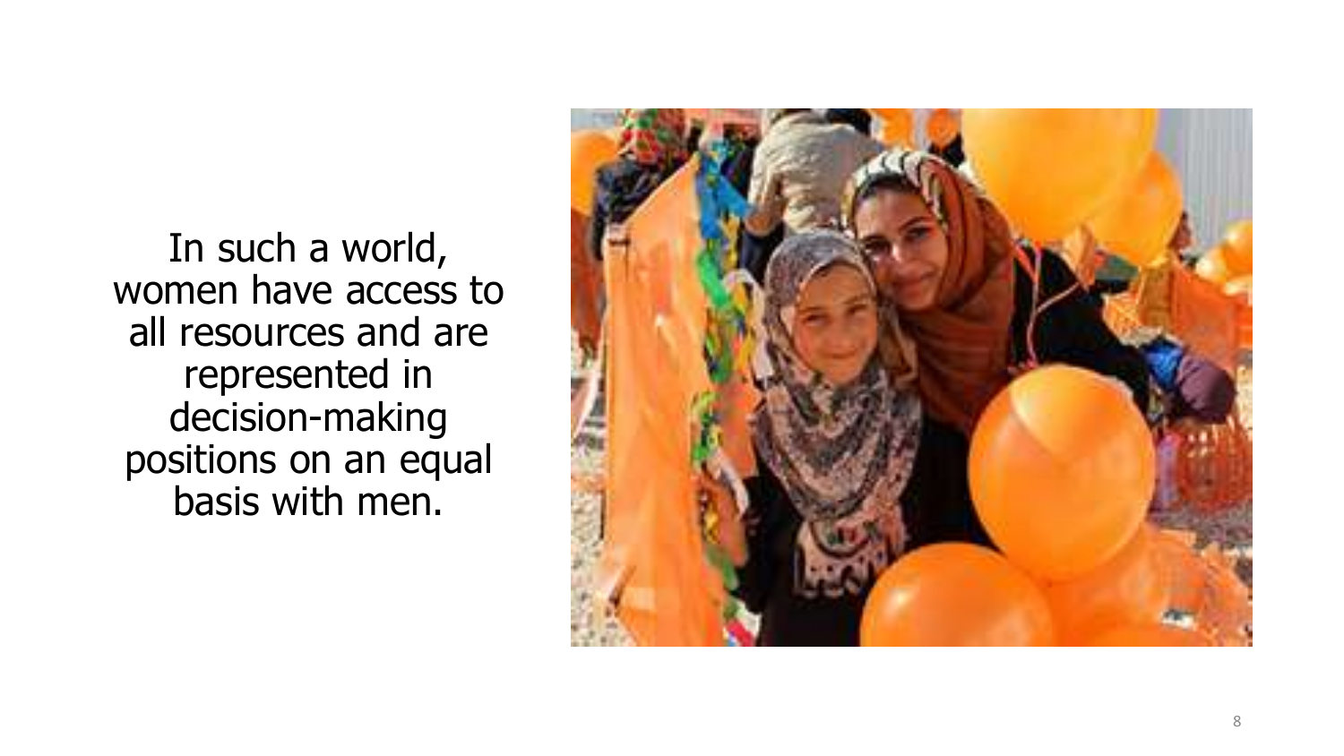In such a world, women have access to all resources and are represented in decision-making positions on an equal basis with men.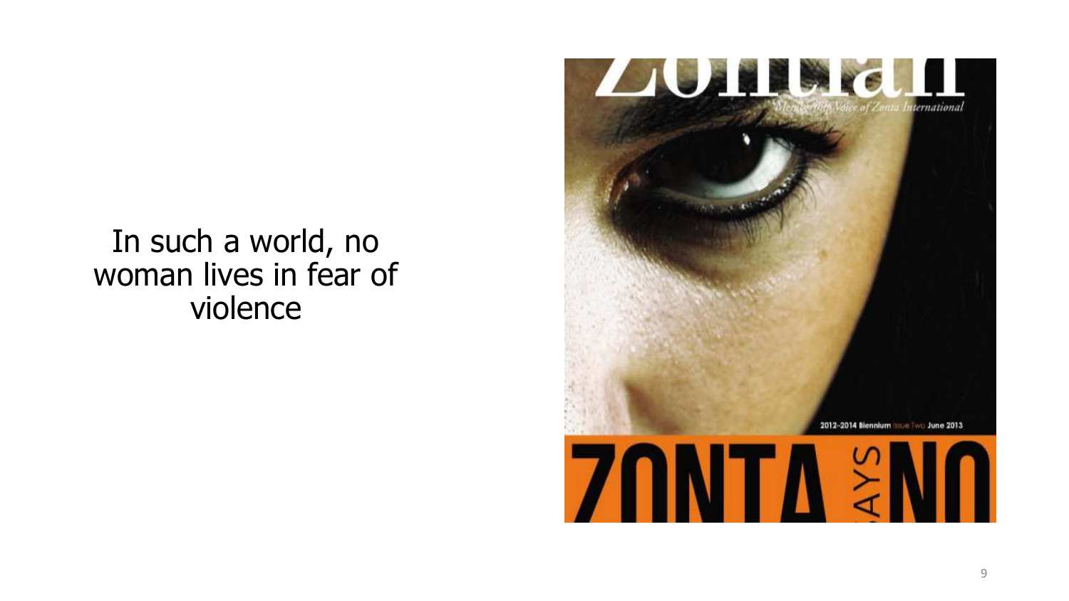In such a world, no woman lives in fear of violence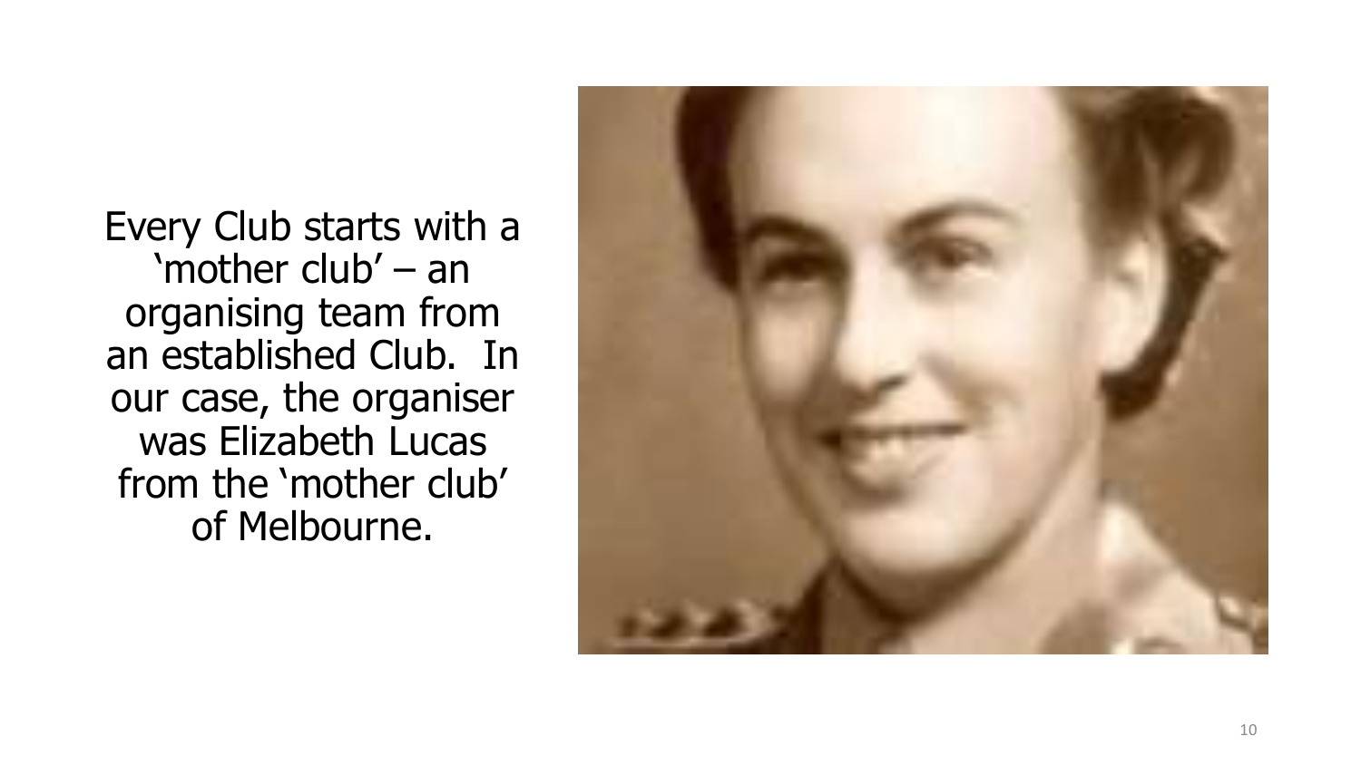Every Club starts with a 'mother club' – an organising team from an established Club. In our case, the organiser was Elizabeth Lucas from the 'mother club' of Melbourne.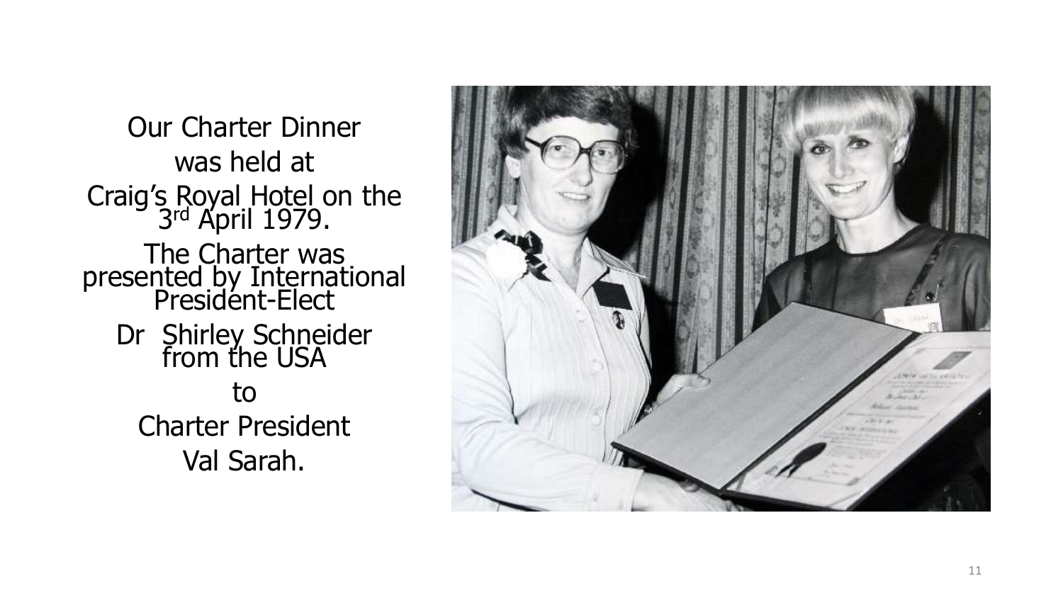Our Charter Dinner was held at Craig's Royal Hotel on the 3rd April 1979.

The Charter was presented by International President-Elect Dr Shirley Schneider from the USA to Charter President Val Sarah.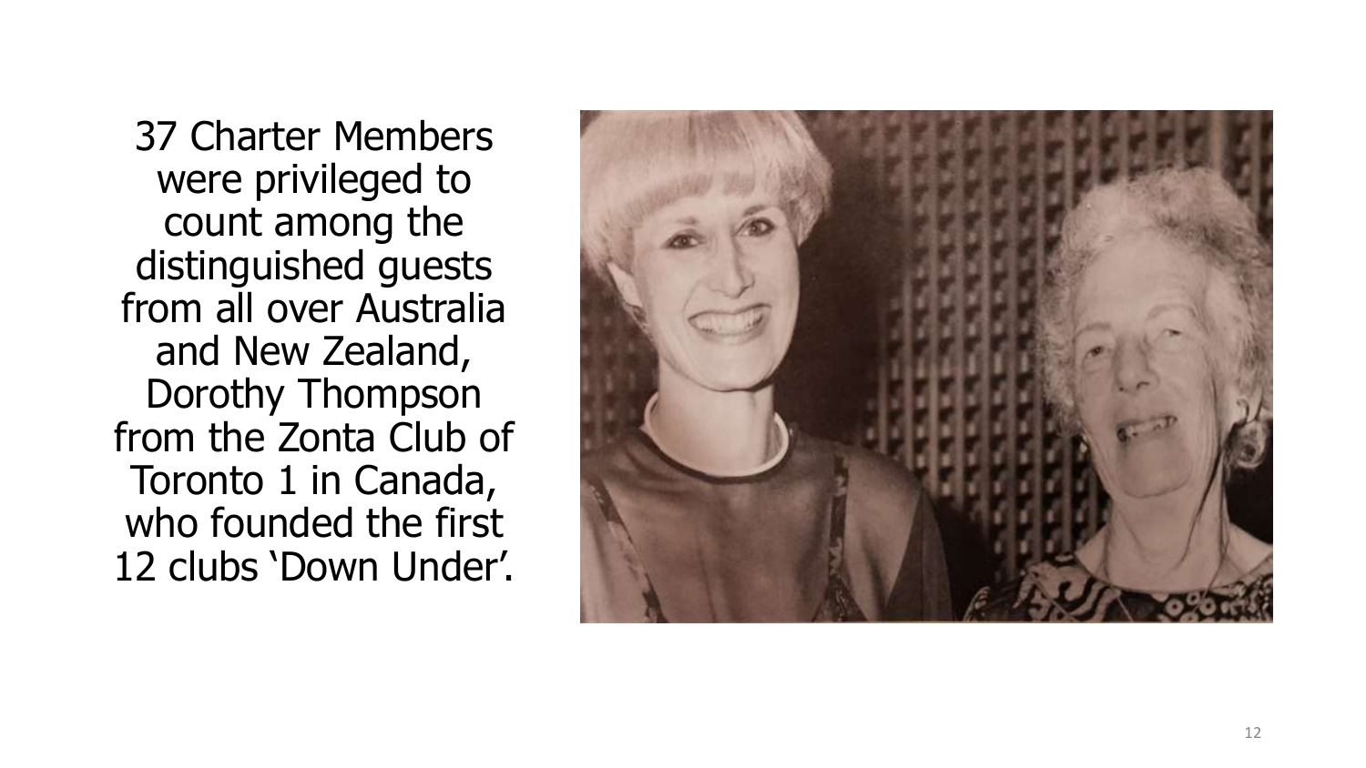37 Charter Members were privileged to count among the distinguished guests from all over Australia and New Zealand, Dorothy Thompson from the Zonta Club of Toronto 1 in Canada, who founded the first 12 clubs 'Down Under'.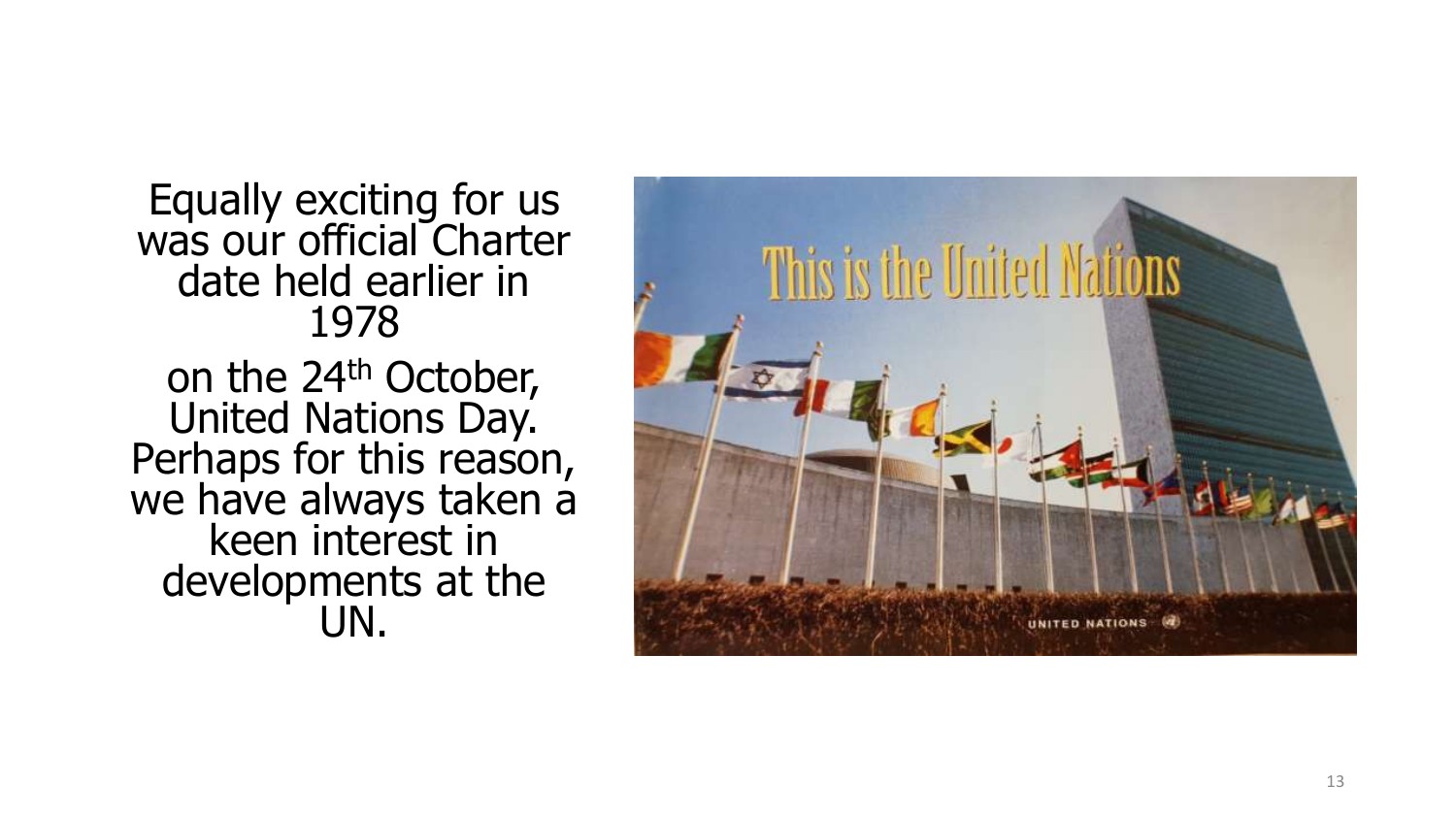Equally exciting for us was our official Charter date held earlier in 1978

on the 24th October, United Nations Day. Perhaps for this reason, we have always taken a keen interest in developments at the UN.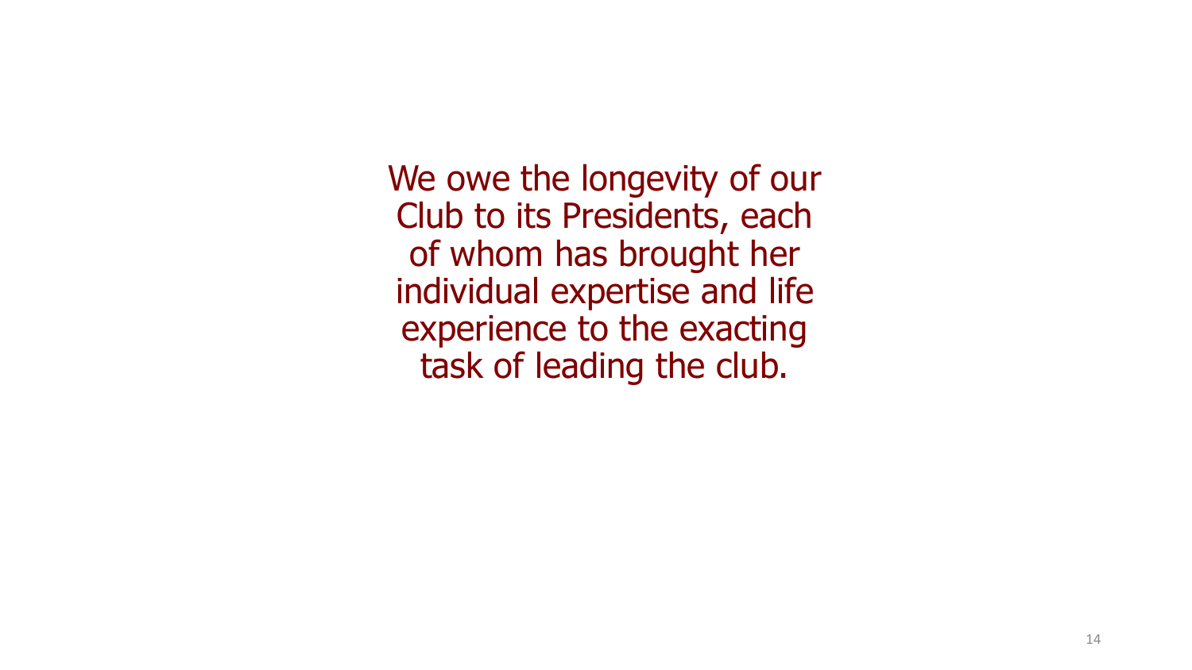We owe the longevity of our Club to its Presidents, each of whom has brought her individual expertise and life experience to the exacting task of leading the club.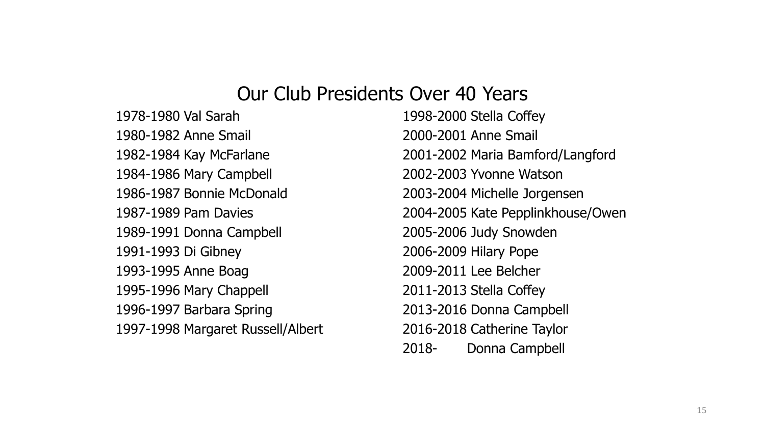# Our Club Presidents Over 40 Years

1978-1980 Val Sarah
1980-1982 Anne Smail
1982-1984 Kay McFarlane
1984-1986 Mary Campbell
1986-1987 Bonnie McDonald
1987-1989 Pam Davies
1989-1991 Donna Campbell
1991-1993 Di Gibney
1993-1995 Anne Boag
1995-1996 Mary Chappell
1996-1997 Barbara Spring
1997-1998 Margaret Russell/Albert
1998-2000 Stella Coffey
2000-2001 Anne Smail
2001-2002 Maria Bamford/Langford
2002-2003 Yvonne Watson
2003-2004 Michelle Jorgensen
2004-2005 Kate Pepplinkhouse/Owen
2005-2006 Judy Snowden
2006-2009 Hilary Pope
2009-2011 Lee Belcher
2011-2013 Stella Coffey
2013-2016 Donna Campbell
2016-2018 Catherine Taylor
2018- Donna Campbell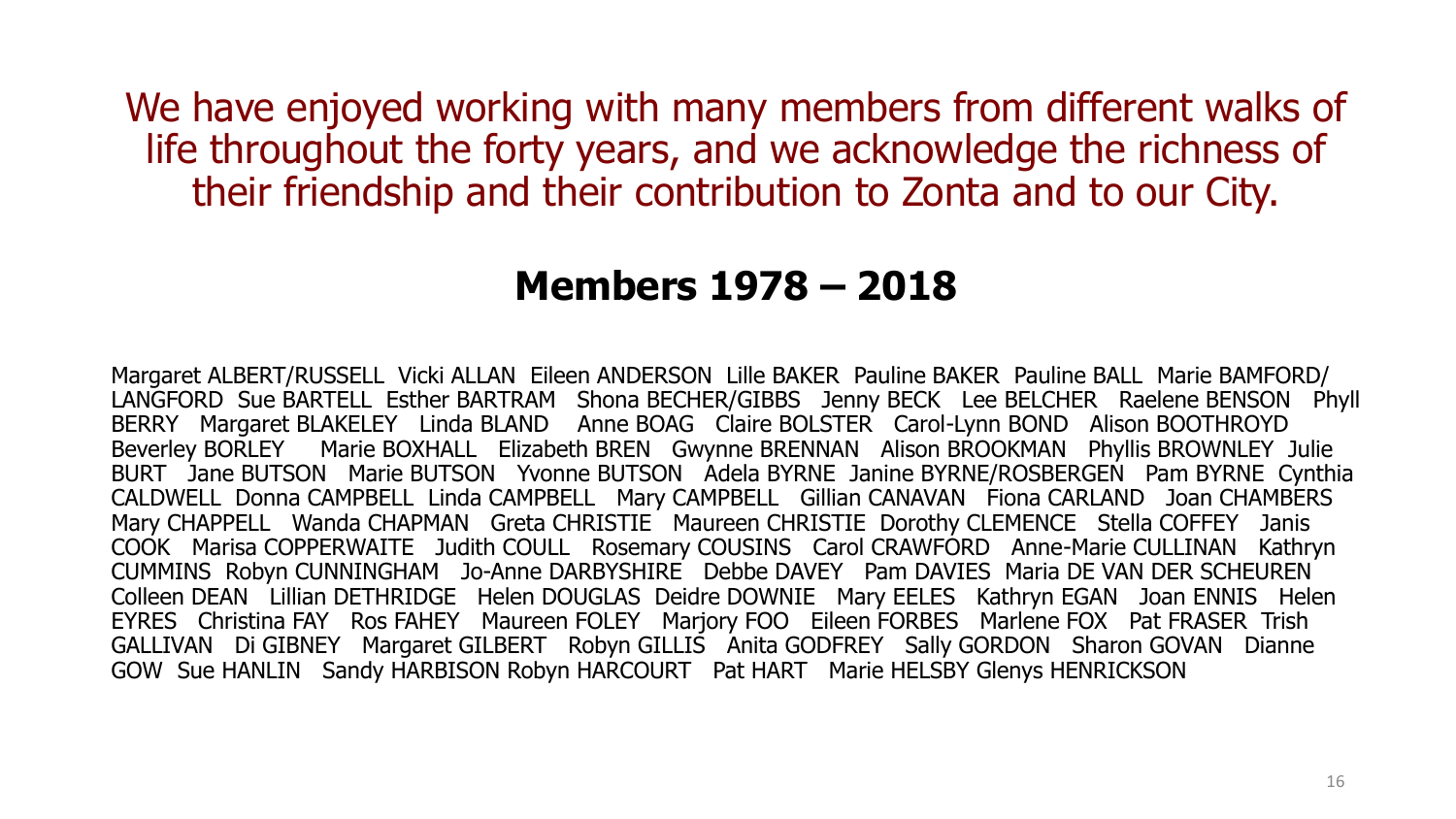We have enjoyed working with many members from different walks of life throughout the forty years, and we acknowledge the richness of their friendship and their contribution to Zonta and to our City.

## Members 1978 – 2018

Margaret ALBERT/RUSSELL Vicki ALLAN Eileen ANDERSON Lille BAKER Pauline BAKER Pauline BALL Marie BAMFORD/LANGFORD Sue BARTELL Esther BARTRAM Shona BECHER/GIBBS Jenny BECK Lee BELCHER Raelene BENSON Phyll BERRY Margaret BLAKELEY Linda BLAND Anne BOAG Claire BOLSTER Carol-Lynn BOND Alison BOOTHROYD Beverley BORLEY Marie BOXHALL Elizabeth BREN Gwynne BRENNAN Alison BROOKMAN Phyllis BROWNLEY Julie BURT Jane BUTSON Marie BUTSON Yvonne BUTSON Adela BYRNE Janine BYRNE/ROSBERGEN Pam BYRNE Cynthia CALDWELL Donna CAMPBELL Linda CAMPBELL Mary CAMPBELL Gillian CANAVAN Fiona CARLAND Joan CHAMBERS Mary CHAPPELL Wanda CHAPMAN Greta CHRISTIE Maureen CHRISTIE Dorothy CLEMENCE Stella COFFEY Janis COOK Marisa COPPERWAITE Judith COULL Rosemary COUSINS Carol CRAWFORD Anne-Marie CULLINAN Kathryn CUMMINS Robyn CUNNINGHAM Jo-Anne DARBYSHIRE Debbe DAVEY Pam DAVIES Maria DE VAN DER SCHEUREN Colleen DEAN Lillian DETHRIDGE Helen DOUGLAS Deidre DOWNIE Mary EELES Kathryn EGAN Joan ENNIS Helen EYRES Christina FAY Ros FAHEY Maureen FOLEY Marjory FOO Eileen FORBES Marlene FOX Pat FRASER Trish GALLIVAN Di GIBNEY Margaret GILBERT Robyn GILLIS Anita GODFREY Sally GORDON Sharon GOVAN Dianne GOW Sue HANLIN Sandy HARBISON Robyn HARCOURT Pat HART Marie HELSBY Glenys HENRICKSON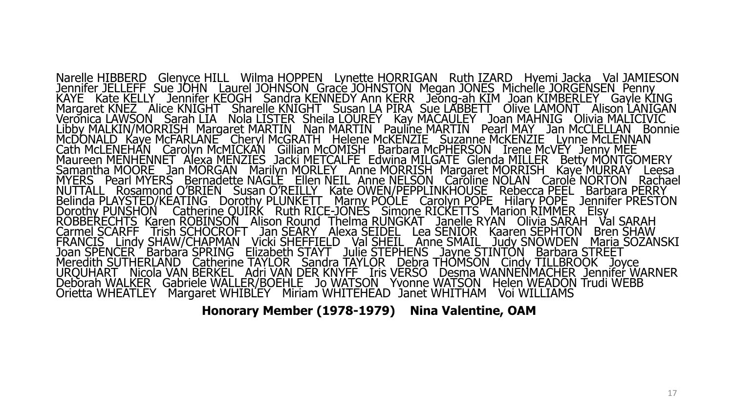Narelle HIBBERD   Glenyce HILL   Wilma HOPPEN   Lynette HORRIGAN   Ruth IZARD   Hyemi Jacka   Val JAMIESON Jennifer JELLEFF  Sue JOHN   Laurel JOHNSON  Grace JOHNSTON  Megan JONES  Michelle JORGENSEN  Penny KAYE   Kate KELLY   Jennifer KEOGH   Sandra KENNEDY Ann KERR   Jeong-ah KIM  Joan KIMBERLEY   Gayle KING Margaret KNEZ   Alice KNIGHT   Sharelle KNIGHT   Susan LA PIRA  Sue LABBETT   Olive LAMONT   Alison LANIGAN Veronica LAWSON   Sarah LIA   Nola LISTER  Sheila LOUREY   Kay MACAULEY   Joan MAHNIG   Olivia MALICIVIC Libby MALKIN/MORRISH  Margaret MARTIN   Nan MARTIN   Pauline MARTIN   Pearl MAY   Jan McCLELLAN   Bonnie McDONALD  Kaye McFARLANE   Cheryl McGRATH   Helene McKENZIE   Suzanne McKENZIE   Lynne McLENNAN Cath McLENEHAN   Carolyn McMICKAN   Gillian McOMISH   Barbara McPHERSON   Irene McVEY  Jenny MEE Maureen MENHENNET  Alexa MENZIES  Jacki METCALFE  Edwina MILGATE  Glenda MILLER   Betty MONTGOMERY Samantha MOORE   Jan MORGAN   Marilyn MORLEY   Anne MORRISH  Margaret MORRISH   Kaye MURRAY   Leesa MYERS   Pearl MYERS   Bernadette NAGLE   Ellen NEIL  Anne NELSON   Caroline NOLAN   Carole NORTON   Rachael NUTTALL   Rosamond O'BRIEN   Susan O'REILLY   Kate OWEN/PEPPLINKHOUSE   Rebecca PEEL   Barbara PERRY Belinda PLAYSTED/KEATING   Dorothy PLUNKETT   Marny POOLE   Carolyn POPE   Hilary POPE   Jennifer PRESTON Dorothy PUNSHON   Catherine QUIRK   Ruth RICE-JONES   Simone RICKETTS   Marion RIMMER   Elsy ROBBERECHTS  Karen ROBINSON   Alison Round  Thelma RUNGKAT   Janelle RYAN   Olivia SARAH   Val SARAH Carmel SCARFF   Trish SCHOCROFT   Jan SEARY   Alexa SEIDEL   Lea SENIOR   Kaaren SEPHTON   Bren SHAW FRANCIS   Lindy SHAW/CHAPMAN   Vicki SHEFFIELD   Val SHEIL   Anne SMAIL   Judy SNOWDEN   Maria SOZANSKI Joan SPENCER   Barbara SPRING   Elizabeth STAYT   Julie STEPHENS   Jayne STINTON   Barbara STREET Meredith SUTHERLAND   Catherine TAYLOR   Sandra TAYLOR   Debra THOMSON   Cindy TILLBROOK   Joyce URQUHART   Nicola VAN BERKEL   Adri VAN DER KNYFF   Iris VERSO   Desma WANNENMACHER  Jennifer WARNER Deborah WALKER   Gabriele WALLER/BOEHLE   Jo WATSON   Yvonne WATSON   Helen WEADON Trudi WEBB Orietta WHEATLEY   Margaret WHIBLEY   Miriam WHITEHEAD  Janet WHITHAM   Voi WILLIAMS

**Honorary Member (1978-1979)    Nina Valentine, OAM**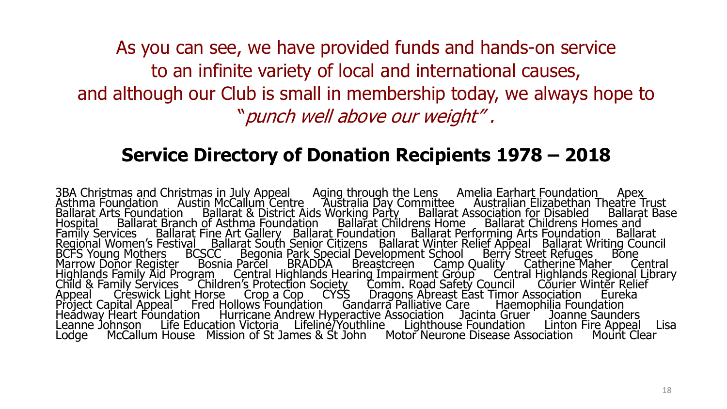As you can see, we have provided funds and hands-on service to an infinite variety of local and international causes, and although our Club is small in membership today, we always hope to "*punch well above our weight*".

## Service Directory of Donation Recipients 1978 – 2018

3BA Christmas and Christmas in July Appeal Aging through the Lens Amelia Earhart Foundation Apex Asthma Foundation Austin McCallum Centre Australia Day Committee Australian Elizabethan Theatre Trust Ballarat Arts Foundation Ballarat & District Aids Working Party Ballarat Association for Disabled Ballarat Base Hospital Ballarat Branch of Asthma Foundation Ballarat Childrens Home Ballarat Childrens Homes and Family Services Ballarat Fine Art Gallery Ballarat Foundation Ballarat Performing Arts Foundation Ballarat Regional Women's Festival Ballarat South Senior Citizens Ballarat Winter Relief Appeal Ballarat Writing Council BCFS Young Mothers BCSCC Begonia Park Special Development School Berry Street Refuges Bone Marrow Donor Register Bosnia Parcel BRADDA Breastcreen Camp Quality Catherine Maher Central Highlands Family Aid Program Central Highlands Hearing Impairment Group Central Highlands Regional Library Child & Family Services Children's Protection Society Comm. Road Safety Council Courier Winter Relief Appeal Creswick Light Horse Crop a Cop CYSS Dragons Abreast East Timor Association Eureka Project Capital Appeal Fred Hollows Foundation Gandarra Palliative Care Haemophilia Foundation Headway Heart Foundation Hurricane Andrew Hyperactive Association Jacinta Gruer Joanne Saunders Leanne Johnson Life Education Victoria Lifeline/Youthline Lighthouse Foundation Linton Fire Appeal Lisa Lodge McCallum House Mission of St James & St John Motor Neurone Disease Association Mount Clear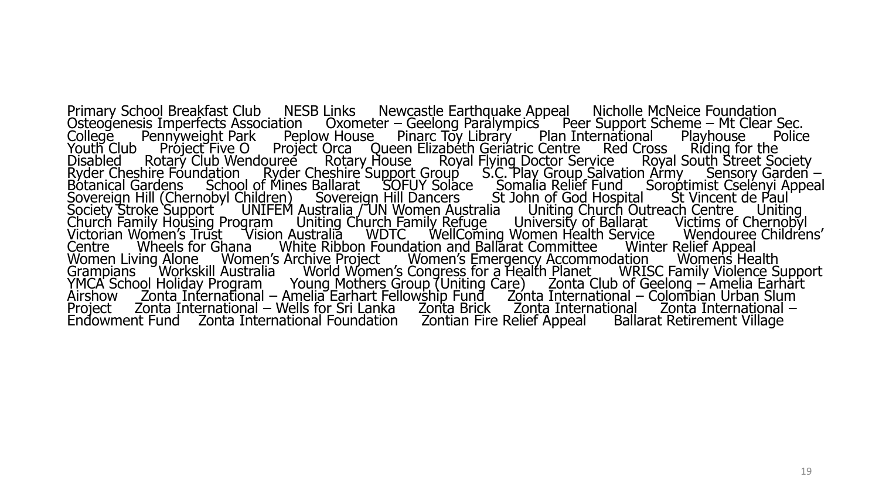Primary School Breakfast Club NESB Links Newcastle Earthquake Appeal Nicholle McNeice Foundation Osteogenesis Imperfects Association Oxometer – Geelong Paralympics Peer Support Scheme – Mt Clear Sec. College Pennyweight Park Peplow House Pinarc Toy Library Plan International Playhouse Police Youth Club Project Five O Project Orca Queen Elizabeth Geriatric Centre Red Cross Riding for the Disabled Rotary Club Wendouree Rotary House Royal Flying Doctor Service Royal South Street Society Ryder Cheshire Foundation Ryder Cheshire Support Group S.C. Play Group Salvation Army Sensory Garden – Botanical Gardens School of Mines Ballarat SOFUY Solace Somalia Relief Fund Soroptimist Cselenyi Appeal Sovereign Hill (Chernobyl Children) Sovereign Hill Dancers St John of God Hospital St Vincent de Paul Society Stroke Support UNIFEM Australia / UN Women Australia Uniting Church Outreach Centre Uniting Church Family Housing Program Uniting Church Family Refuge University of Ballarat Victims of Chernobyl Victorian Women's Trust Vision Australia WDTC WellComing Women Health Service Wendouree Childrens' Centre Wheels for Ghana White Ribbon Foundation and Ballarat Committee Winter Relief Appeal Women Living Alone Women's Archive Project Women's Emergency Accommodation Womens Health Grampians Workskill Australia World Women's Congress for a Health Planet WRISC Family Violence Support YMCA School Holiday Program Young Mothers Group (Uniting Care) Zonta Club of Geelong – Amelia Earhart Airshow Zonta International – Amelia Earhart Fellowship Fund Zonta International – Colombian Urban Slum Project Zonta International – Wells for Sri Lanka Zonta Brick Zonta International Zonta International – Endowment Fund Zonta International Foundation Zontian Fire Relief Appeal Ballarat Retirement Village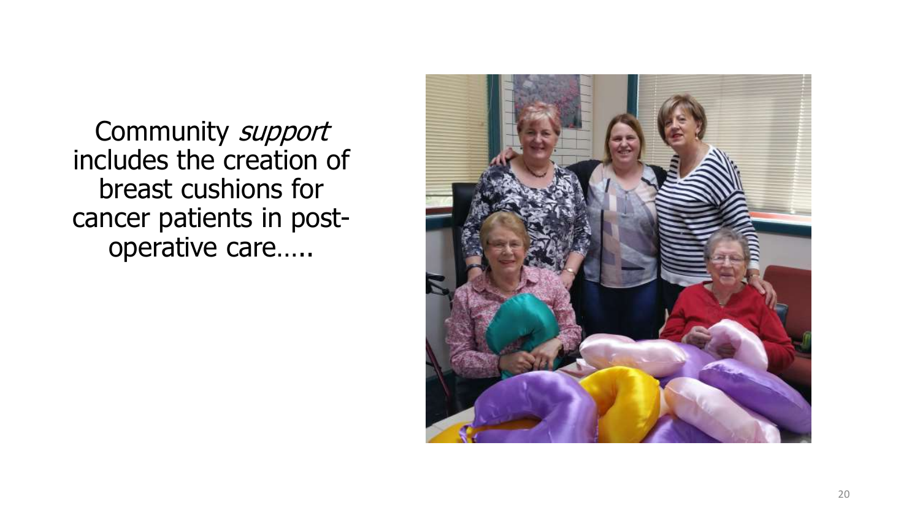Community *support* includes the creation of breast cushions for cancer patients in post-operative care…..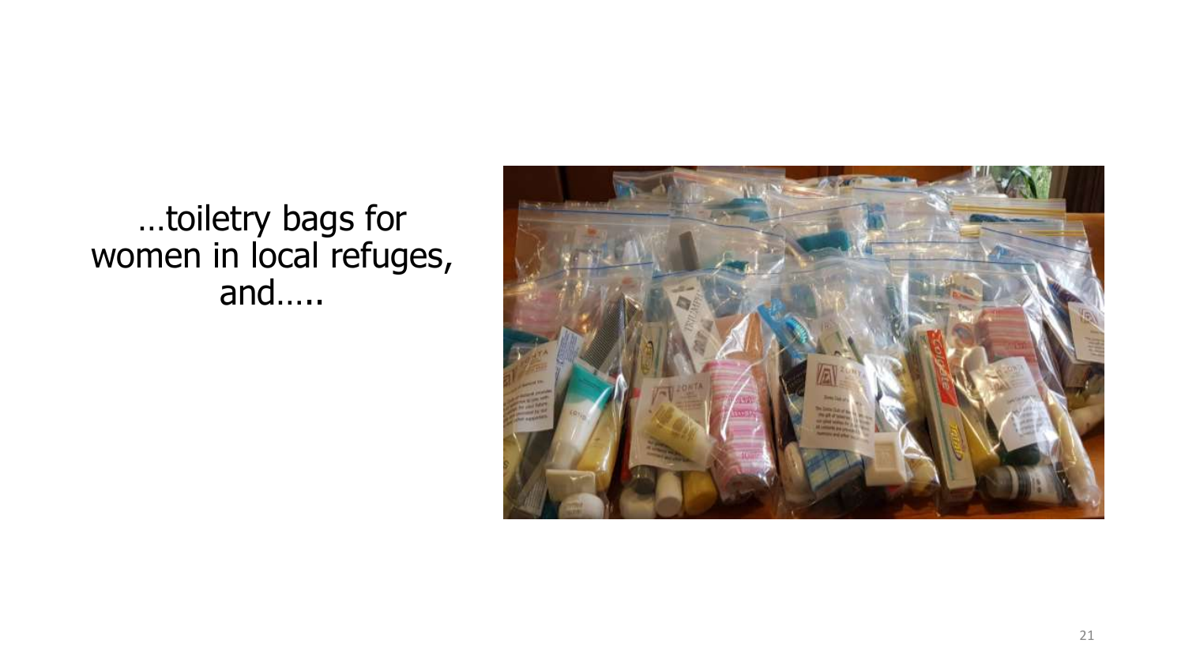…toiletry bags for women in local refuges, and…..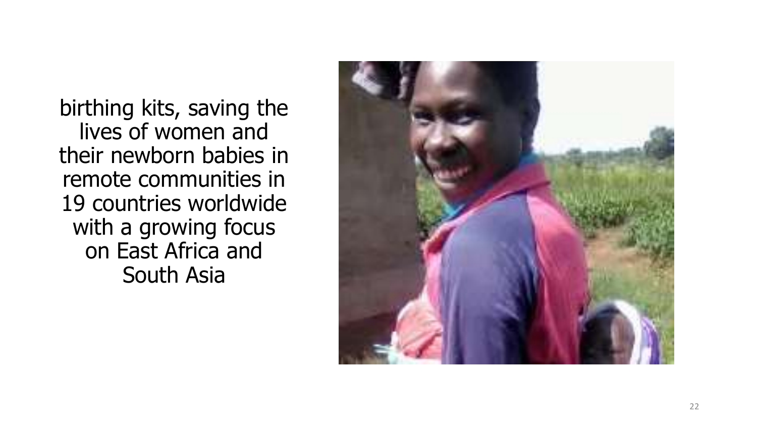birthing kits, saving the lives of women and their newborn babies in remote communities in 19 countries worldwide with a growing focus on East Africa and South Asia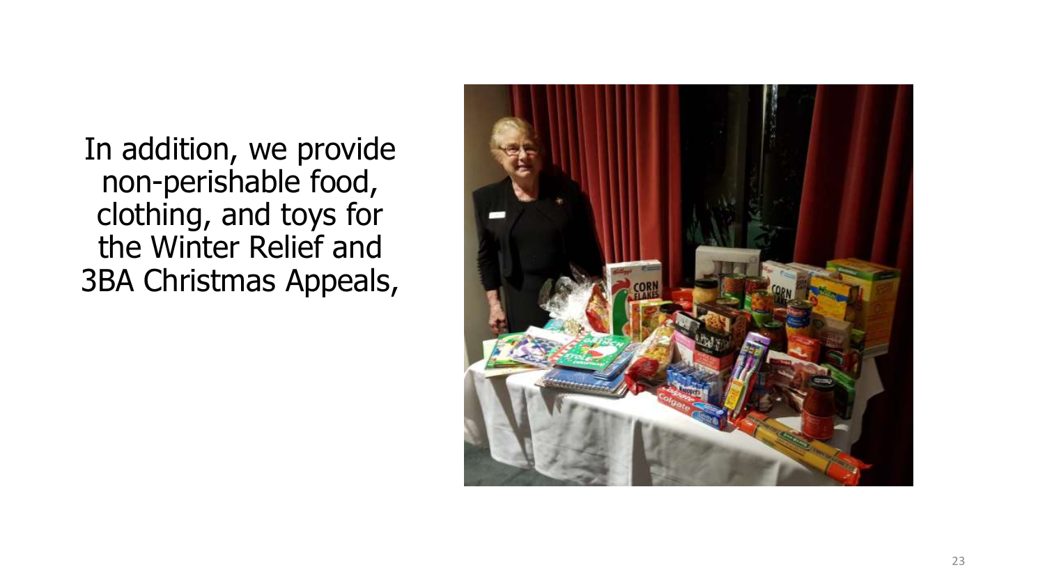In addition, we provide non-perishable food, clothing, and toys for the Winter Relief and 3BA Christmas Appeals,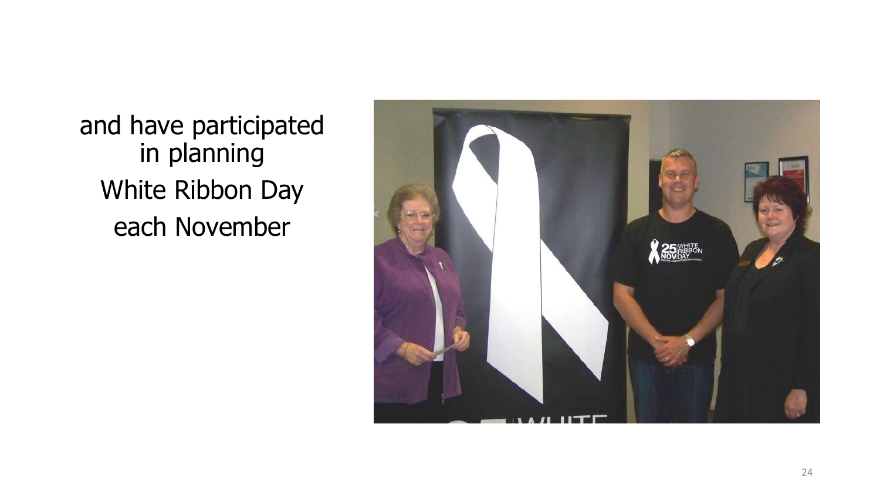and have participated in planning

White Ribbon Day

each November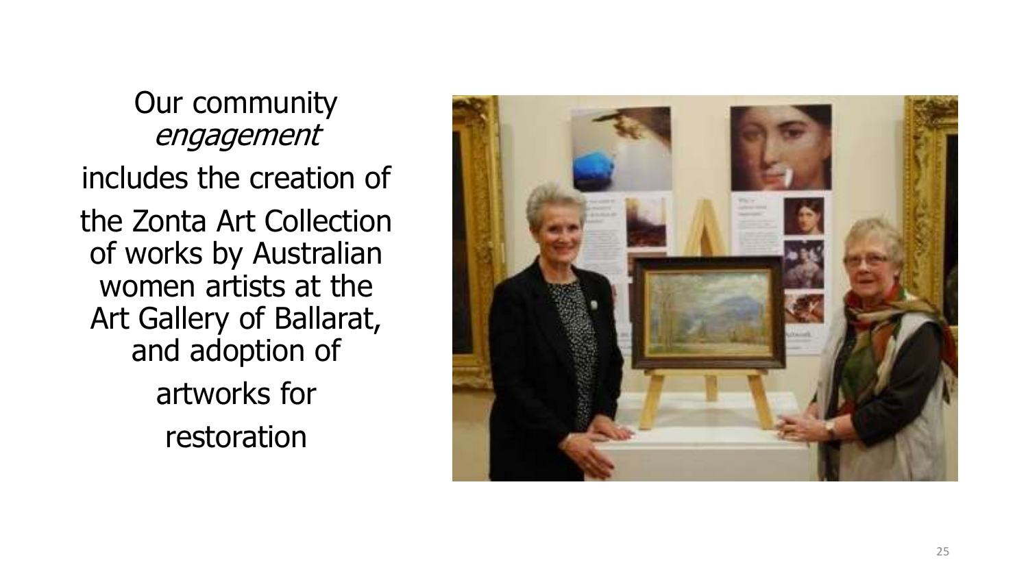Our community *engagement* includes the creation of the Zonta Art Collection of works by Australian women artists at the Art Gallery of Ballarat, and adoption of artworks for restoration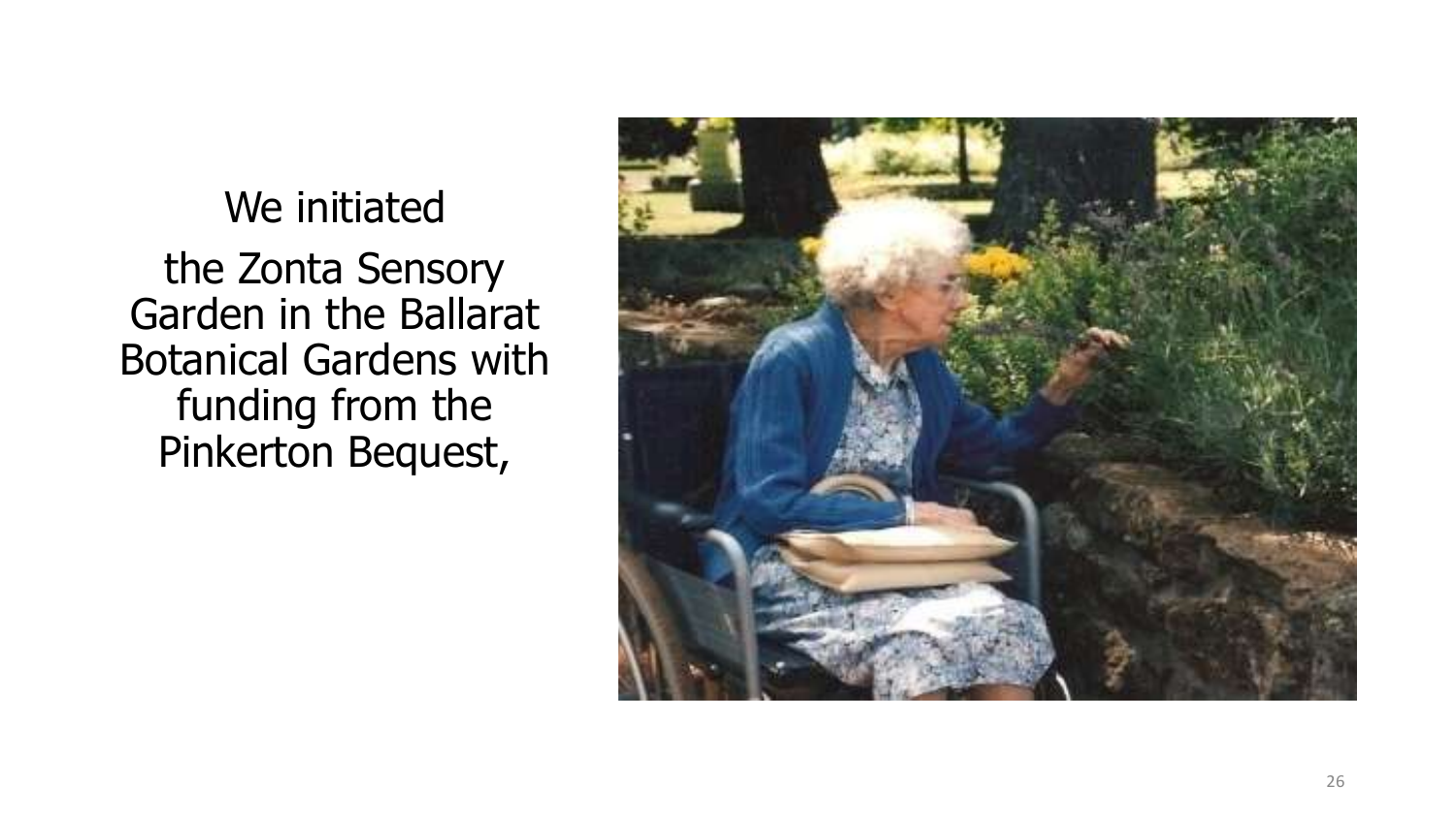We initiated

the Zonta Sensory Garden in the Ballarat Botanical Gardens with funding from the Pinkerton Bequest,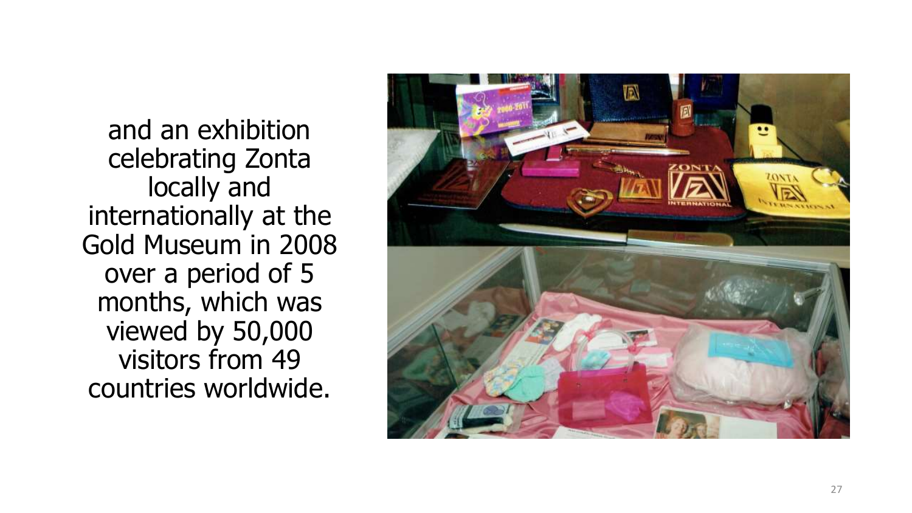and an exhibition celebrating Zonta locally and internationally at the Gold Museum in 2008 over a period of 5 months, which was viewed by 50,000 visitors from 49 countries worldwide.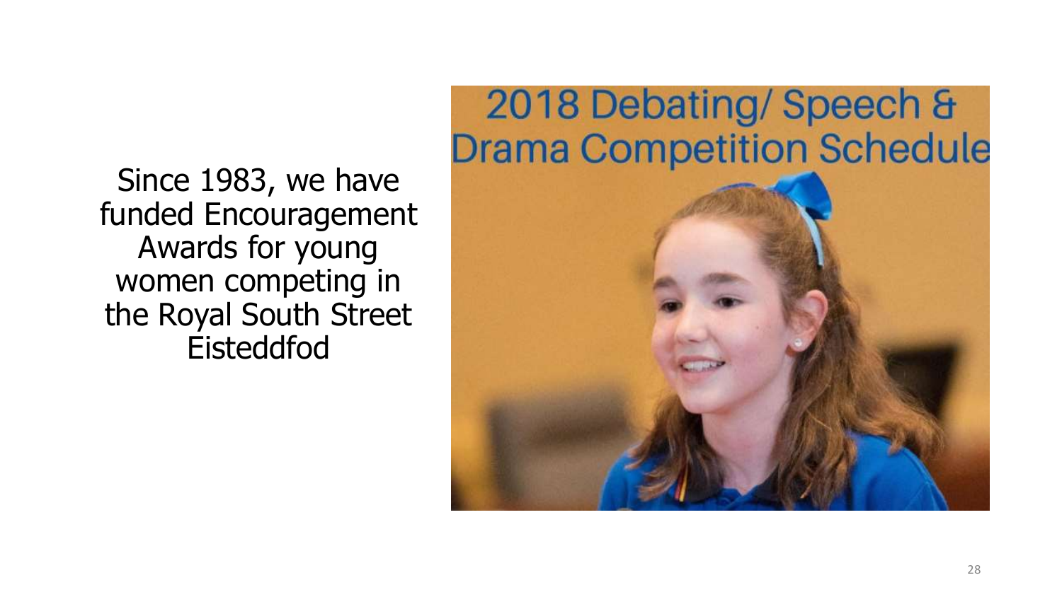Since 1983, we have funded Encouragement Awards for young women competing in the Royal South Street Eisteddfod

2018 Debating/ Speech & Drama Competition Schedule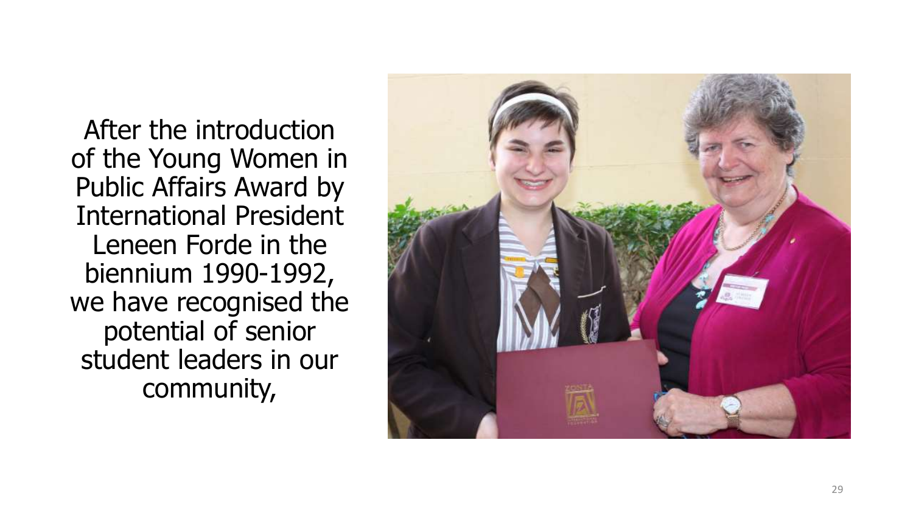After the introduction of the Young Women in Public Affairs Award by International President Leneen Forde in the biennium 1990-1992, we have recognised the potential of senior student leaders in our community,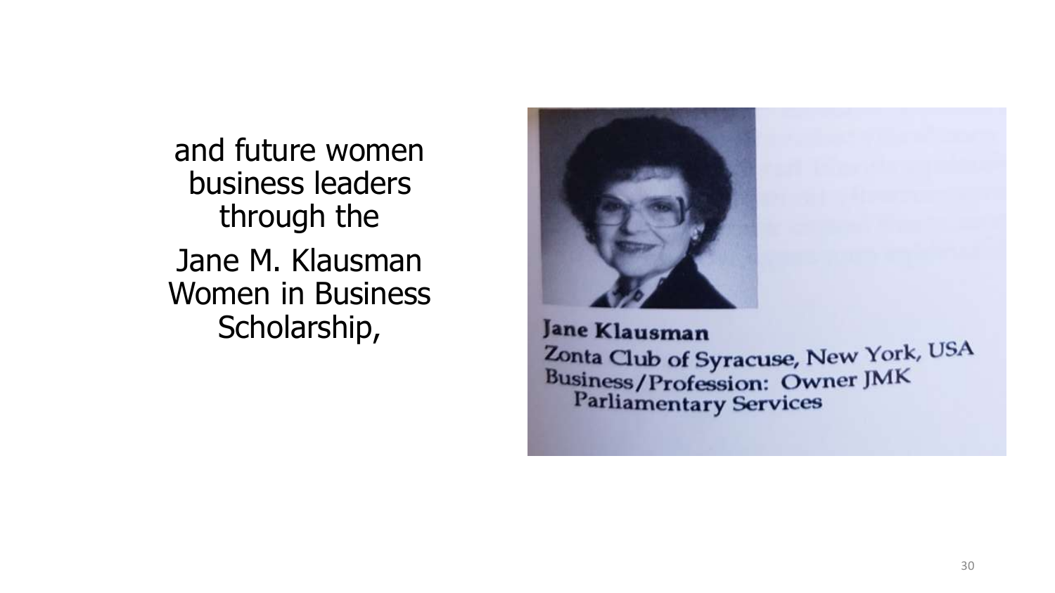and future women business leaders through the

Jane M. Klausman Women in Business Scholarship,

**Jane Klausman**
Zonta Club of Syracuse, New York, USA
Business/Profession: Owner JMK Parliamentary Services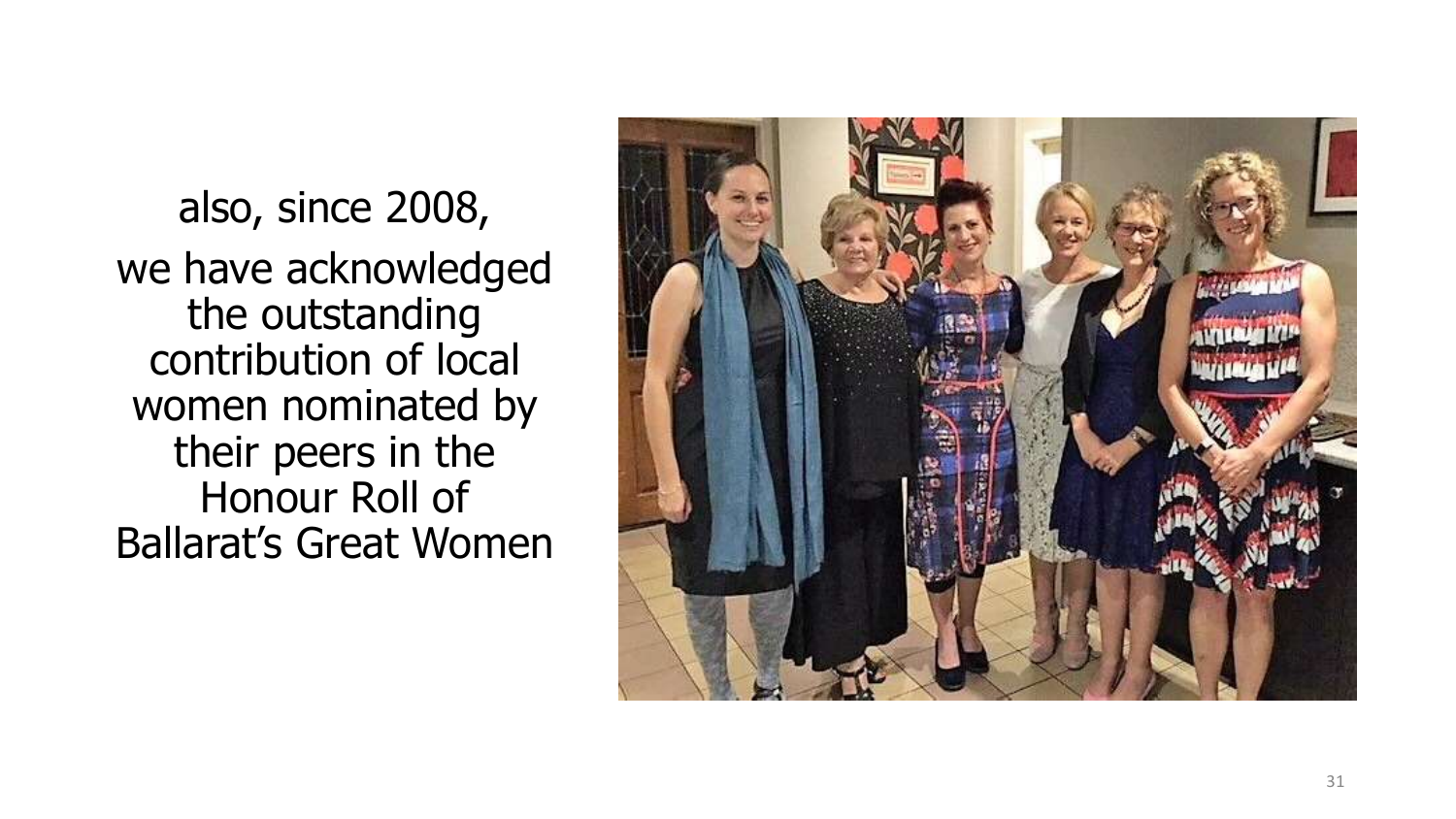also, since 2008,

we have acknowledged the outstanding contribution of local women nominated by their peers in the Honour Roll of Ballarat's Great Women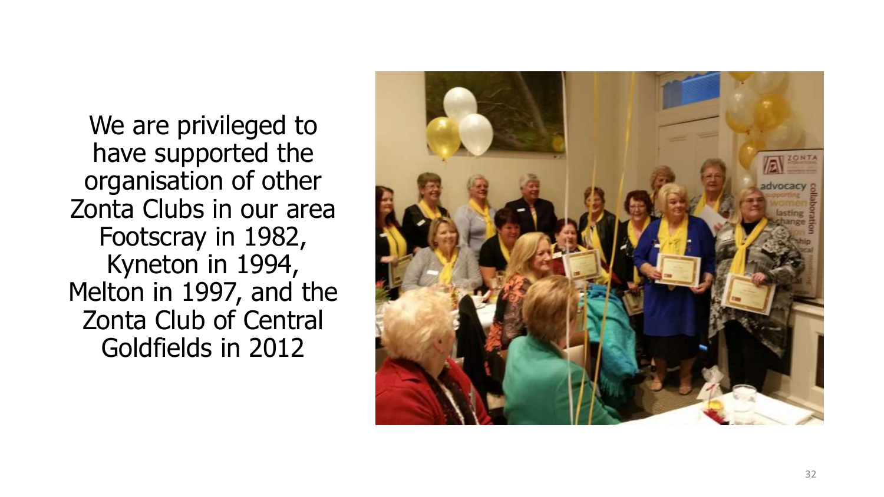We are privileged to have supported the organisation of other Zonta Clubs in our area Footscray in 1982, Kyneton in 1994, Melton in 1997, and the Zonta Club of Central Goldfields in 2012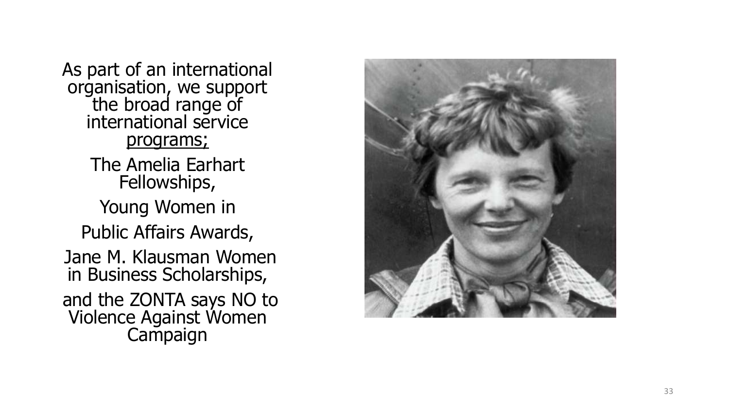As part of an international organisation, we support the broad range of international service <u>programs;</u>

The Amelia Earhart Fellowships,

Young Women in Public Affairs Awards,

Jane M. Klausman Women in Business Scholarships,

and the ZONTA says NO to Violence Against Women Campaign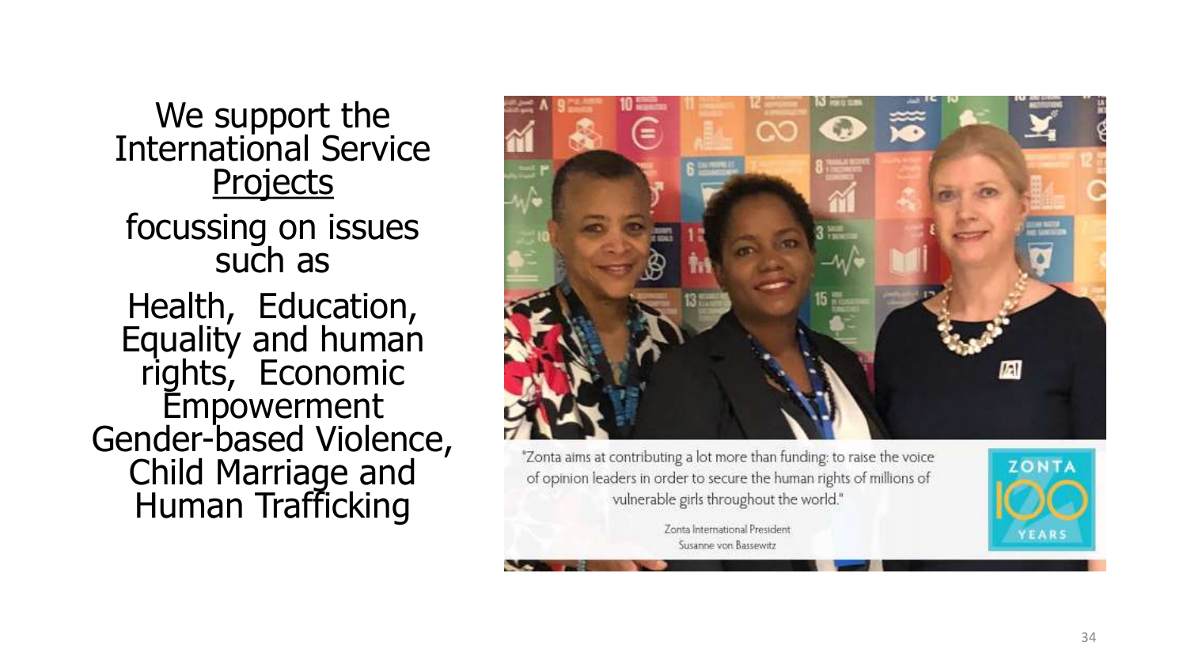We support the International Service <u>Projects</u>

focussing on issues such as

Health, Education, Equality and human rights, Economic Empowerment Gender-based Violence, Child Marriage and Human Trafficking

"Zonta aims at contributing a lot more than funding: to raise the voice of opinion leaders in order to secure the human rights of millions of vulnerable girls throughout the world."

Zonta International President
Susanne von Bassewitz

ZONTA 100 YEARS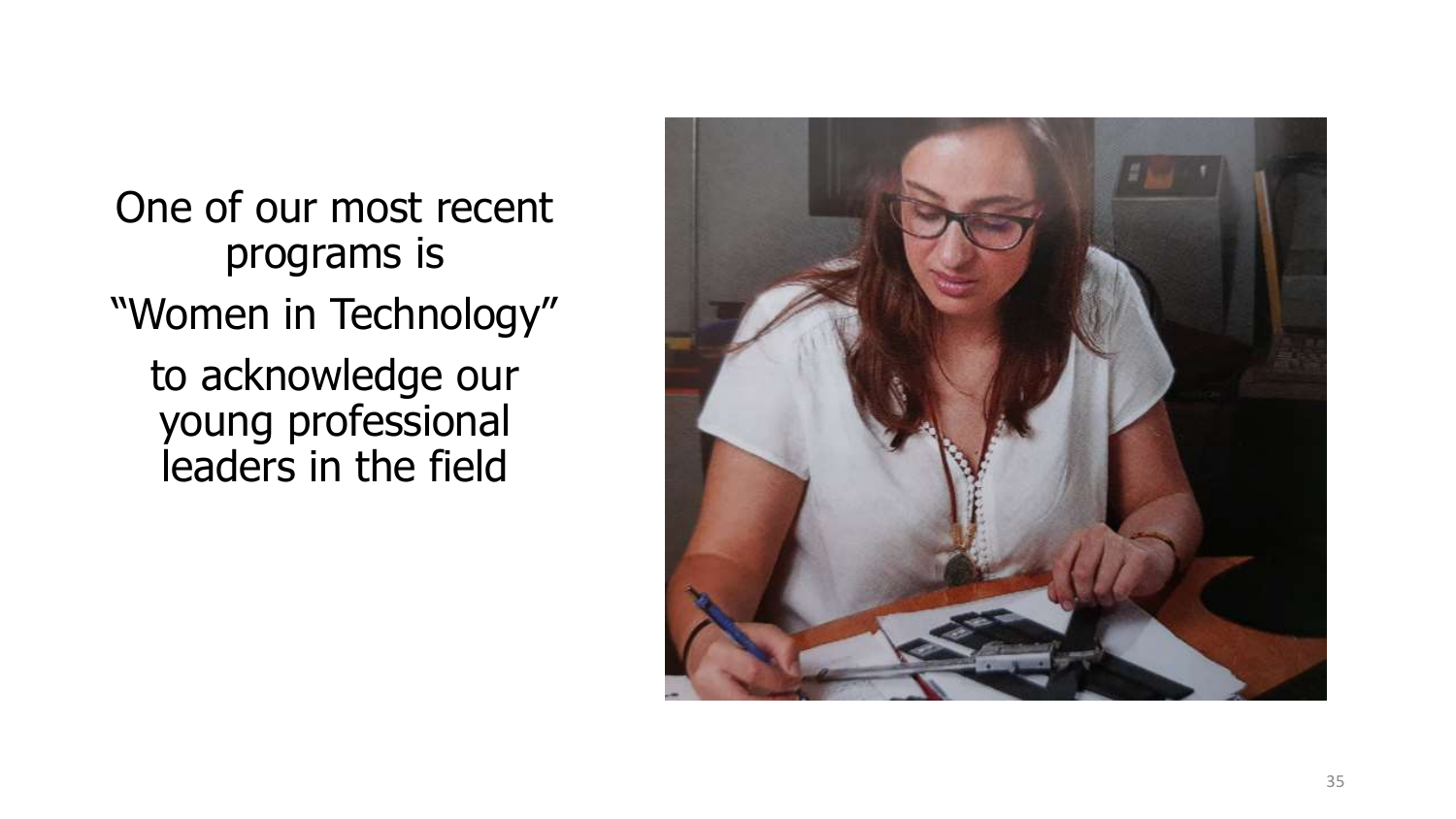One of our most recent programs is

"Women in Technology"

to acknowledge our young professional leaders in the field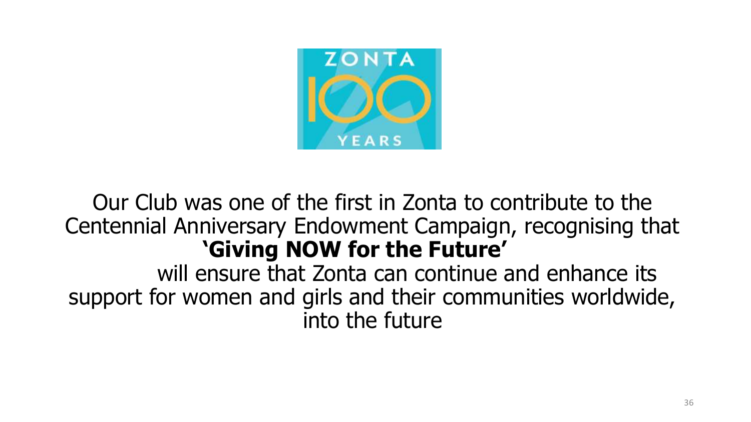Our Club was one of the first in Zonta to contribute to the Centennial Anniversary Endowment Campaign, recognising that **'Giving NOW for the Future'** will ensure that Zonta can continue and enhance its support for women and girls and their communities worldwide, into the future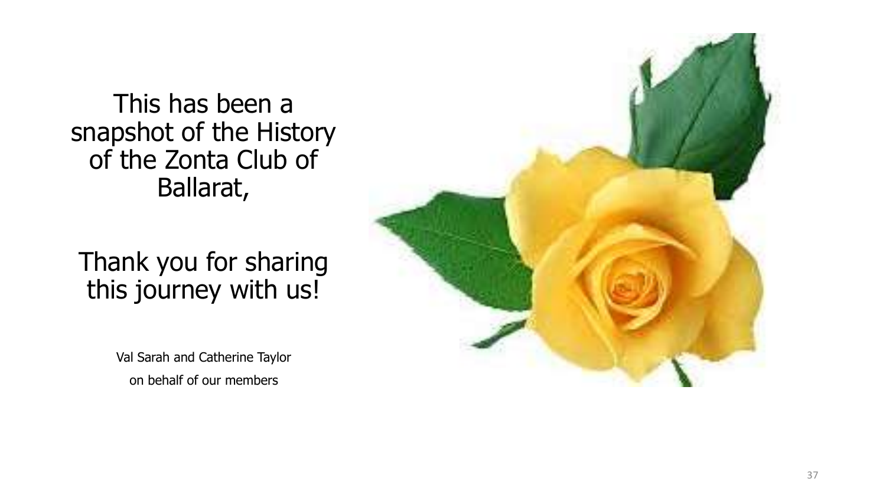This has been a snapshot of the History of the Zonta Club of Ballarat,

Thank you for sharing this journey with us!

Val Sarah and Catherine Taylor
on behalf of our members